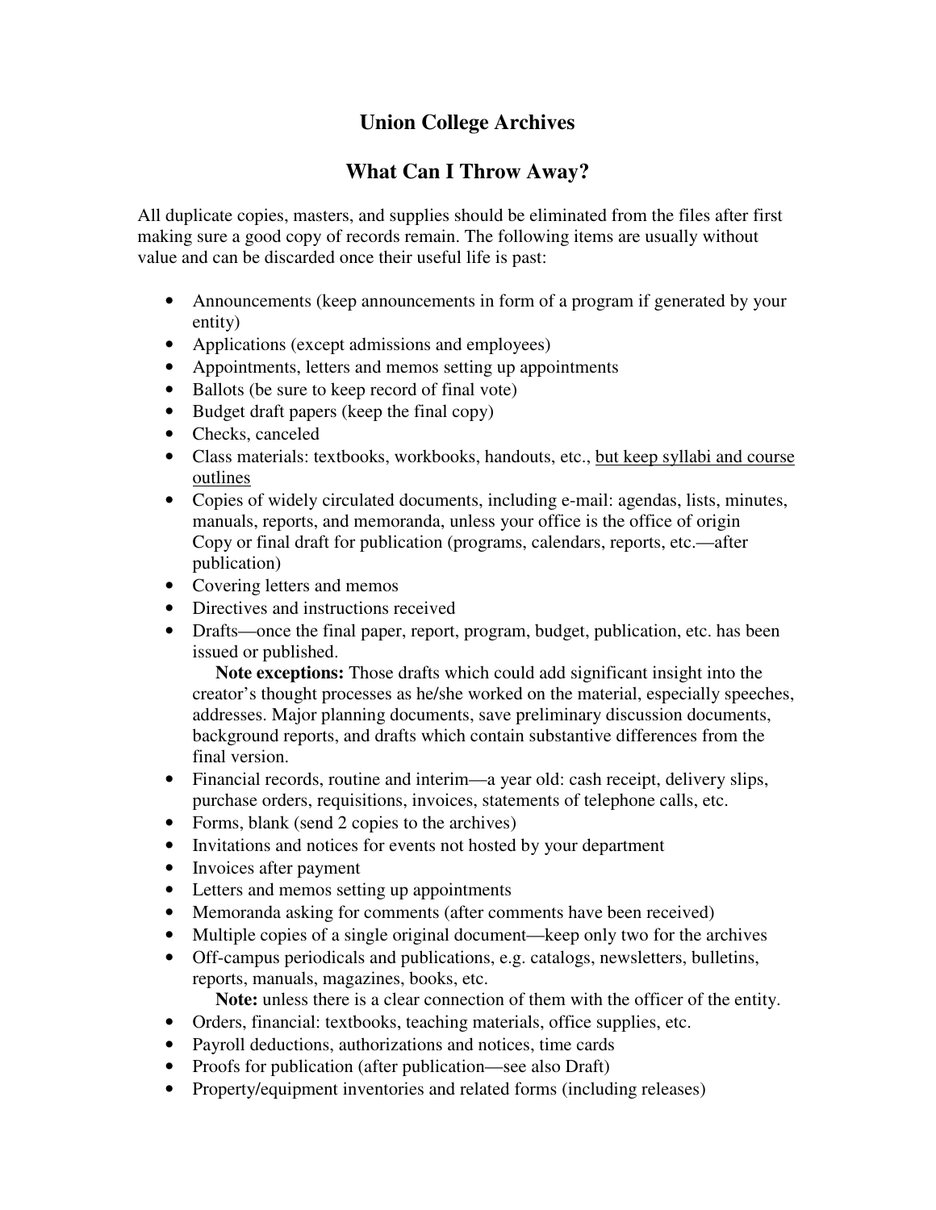# Union College Archives

## What Can I Throw Away?

All duplicate copies, masters, and supplies should be eliminated from the files after first making sure a good copy of records remain. The following items are usually without value and can be discarded once their useful life is past:

- Announcements (keep announcements in form of a program if generated by your entity)
- Applications (except admissions and employees)
- Appointments, letters and memos setting up appointments
- Ballots (be sure to keep record of final vote)
- Budget draft papers (keep the final copy)
- Checks, canceled
- Class materials: textbooks, workbooks, handouts, etc., <u>but keep syllabi and course outlines</u>
- Copies of widely circulated documents, including e-mail: agendas, lists, minutes, manuals, reports, and memoranda, unless your office is the office of origin
  Copy or final draft for publication (programs, calendars, reports, etc.—after publication)
- Covering letters and memos
- Directives and instructions received
- Drafts—once the final paper, report, program, budget, publication, etc. has been issued or published.
  **Note exceptions:** Those drafts which could add significant insight into the creator's thought processes as he/she worked on the material, especially speeches, addresses. Major planning documents, save preliminary discussion documents, background reports, and drafts which contain substantive differences from the final version.
- Financial records, routine and interim—a year old: cash receipt, delivery slips, purchase orders, requisitions, invoices, statements of telephone calls, etc.
- Forms, blank (send 2 copies to the archives)
- Invitations and notices for events not hosted by your department
- Invoices after payment
- Letters and memos setting up appointments
- Memoranda asking for comments (after comments have been received)
- Multiple copies of a single original document—keep only two for the archives
- Off-campus periodicals and publications, e.g. catalogs, newsletters, bulletins, reports, manuals, magazines, books, etc.
  **Note:** unless there is a clear connection of them with the officer of the entity.
- Orders, financial: textbooks, teaching materials, office supplies, etc.
- Payroll deductions, authorizations and notices, time cards
- Proofs for publication (after publication—see also Draft)
- Property/equipment inventories and related forms (including releases)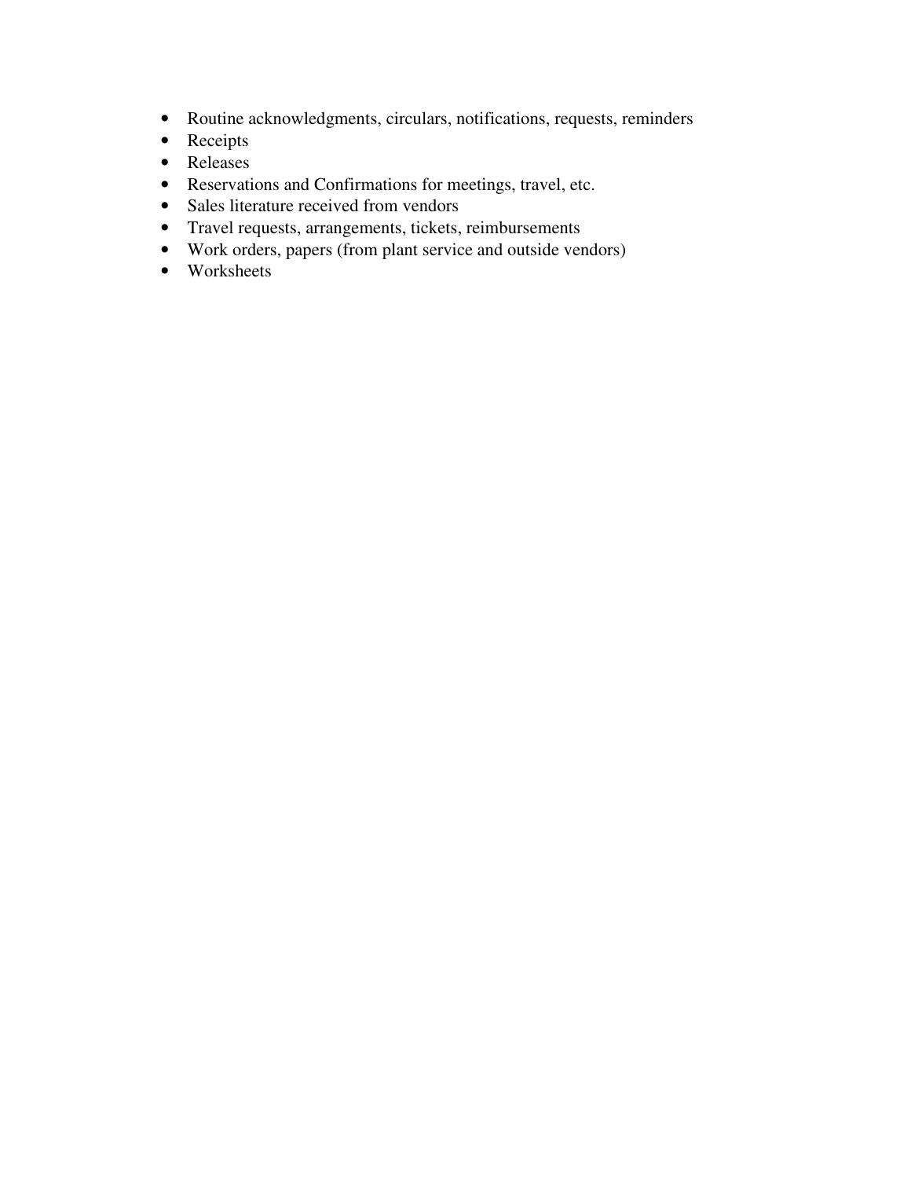- Routine acknowledgments, circulars, notifications, requests, reminders
- Receipts
- Releases
- Reservations and Confirmations for meetings, travel, etc.
- Sales literature received from vendors
- Travel requests, arrangements, tickets, reimbursements
- Work orders, papers (from plant service and outside vendors)
- Worksheets